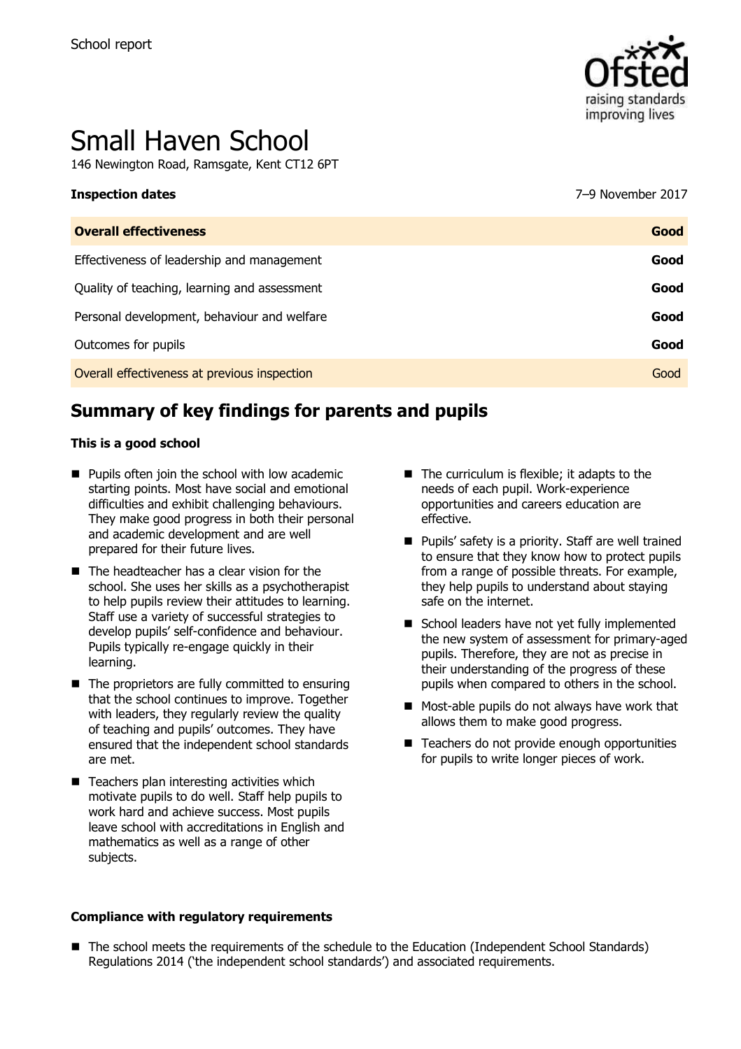School report

# Small Haven School

146 Newington Road, Ramsgate, Kent CT12 6PT

| **Inspection dates** | 7–9 November 2017 |
|---|---|
| **Overall effectiveness** | **Good** |
| Effectiveness of leadership and management | **Good** |
| Quality of teaching, learning and assessment | **Good** |
| Personal development, behaviour and welfare | **Good** |
| Outcomes for pupils | **Good** |
| Overall effectiveness at previous inspection | Good |

## Summary of key findings for parents and pupils

**This is a good school**

- Pupils often join the school with low academic starting points. Most have social and emotional difficulties and exhibit challenging behaviours. They make good progress in both their personal and academic development and are well prepared for their future lives.
- The headteacher has a clear vision for the school. She uses her skills as a psychotherapist to help pupils review their attitudes to learning. Staff use a variety of successful strategies to develop pupils' self-confidence and behaviour. Pupils typically re-engage quickly in their learning.
- The proprietors are fully committed to ensuring that the school continues to improve. Together with leaders, they regularly review the quality of teaching and pupils' outcomes. They have ensured that the independent school standards are met.
- Teachers plan interesting activities which motivate pupils to do well. Staff help pupils to work hard and achieve success. Most pupils leave school with accreditations in English and mathematics as well as a range of other subjects.
- The curriculum is flexible; it adapts to the needs of each pupil. Work-experience opportunities and careers education are effective.
- Pupils' safety is a priority. Staff are well trained to ensure that they know how to protect pupils from a range of possible threats. For example, they help pupils to understand about staying safe on the internet.
- School leaders have not yet fully implemented the new system of assessment for primary-aged pupils. Therefore, they are not as precise in their understanding of the progress of these pupils when compared to others in the school.
- Most-able pupils do not always have work that allows them to make good progress.
- Teachers do not provide enough opportunities for pupils to write longer pieces of work.

**Compliance with regulatory requirements**

- The school meets the requirements of the schedule to the Education (Independent School Standards) Regulations 2014 ('the independent school standards') and associated requirements.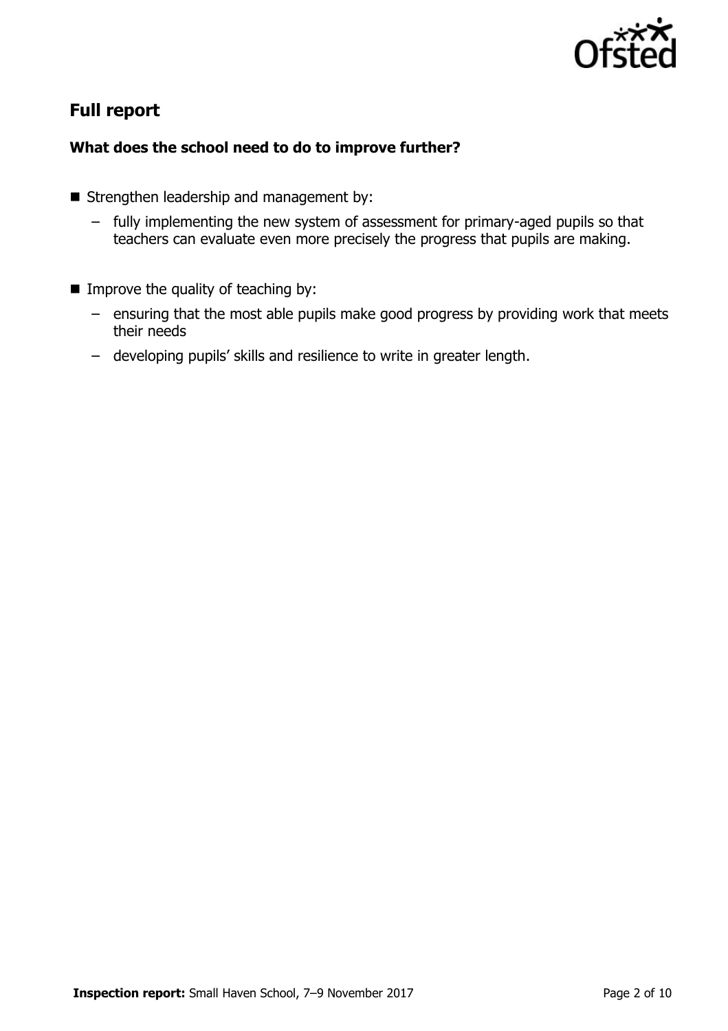## Full report

### What does the school need to do to improve further?

- Strengthen leadership and management by:
  - fully implementing the new system of assessment for primary-aged pupils so that teachers can evaluate even more precisely the progress that pupils are making.
- Improve the quality of teaching by:
  - ensuring that the most able pupils make good progress by providing work that meets their needs
  - developing pupils' skills and resilience to write in greater length.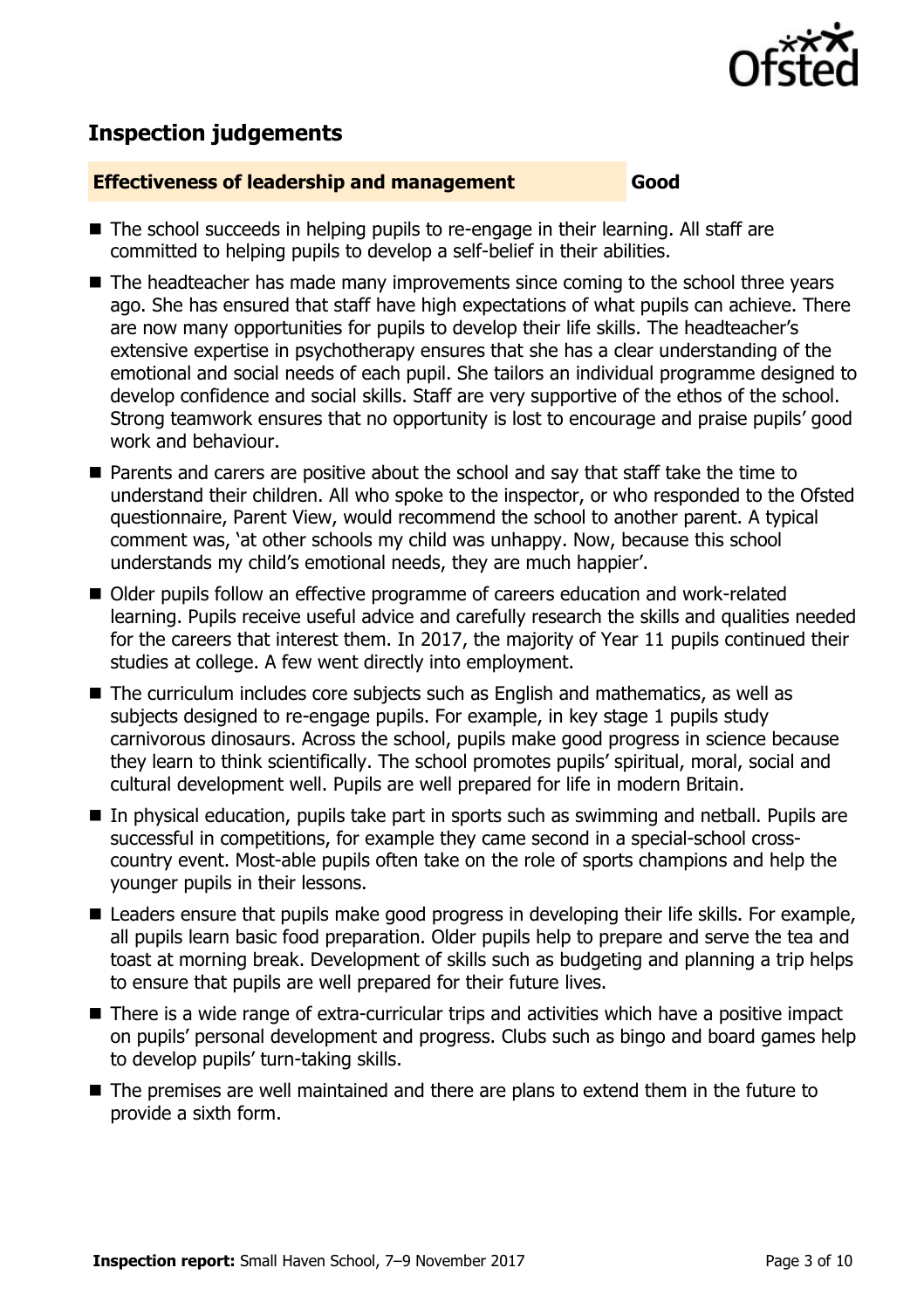## Inspection judgements

| **Effectiveness of leadership and management** | **Good** |
| --- | --- |

- The school succeeds in helping pupils to re-engage in their learning. All staff are committed to helping pupils to develop a self-belief in their abilities.
- The headteacher has made many improvements since coming to the school three years ago. She has ensured that staff have high expectations of what pupils can achieve. There are now many opportunities for pupils to develop their life skills. The headteacher's extensive expertise in psychotherapy ensures that she has a clear understanding of the emotional and social needs of each pupil. She tailors an individual programme designed to develop confidence and social skills. Staff are very supportive of the ethos of the school. Strong teamwork ensures that no opportunity is lost to encourage and praise pupils' good work and behaviour.
- Parents and carers are positive about the school and say that staff take the time to understand their children. All who spoke to the inspector, or who responded to the Ofsted questionnaire, Parent View, would recommend the school to another parent. A typical comment was, 'at other schools my child was unhappy. Now, because this school understands my child's emotional needs, they are much happier'.
- Older pupils follow an effective programme of careers education and work-related learning. Pupils receive useful advice and carefully research the skills and qualities needed for the careers that interest them. In 2017, the majority of Year 11 pupils continued their studies at college. A few went directly into employment.
- The curriculum includes core subjects such as English and mathematics, as well as subjects designed to re-engage pupils. For example, in key stage 1 pupils study carnivorous dinosaurs. Across the school, pupils make good progress in science because they learn to think scientifically. The school promotes pupils' spiritual, moral, social and cultural development well. Pupils are well prepared for life in modern Britain.
- In physical education, pupils take part in sports such as swimming and netball. Pupils are successful in competitions, for example they came second in a special-school cross-country event. Most-able pupils often take on the role of sports champions and help the younger pupils in their lessons.
- Leaders ensure that pupils make good progress in developing their life skills. For example, all pupils learn basic food preparation. Older pupils help to prepare and serve the tea and toast at morning break. Development of skills such as budgeting and planning a trip helps to ensure that pupils are well prepared for their future lives.
- There is a wide range of extra-curricular trips and activities which have a positive impact on pupils' personal development and progress. Clubs such as bingo and board games help to develop pupils' turn-taking skills.
- The premises are well maintained and there are plans to extend them in the future to provide a sixth form.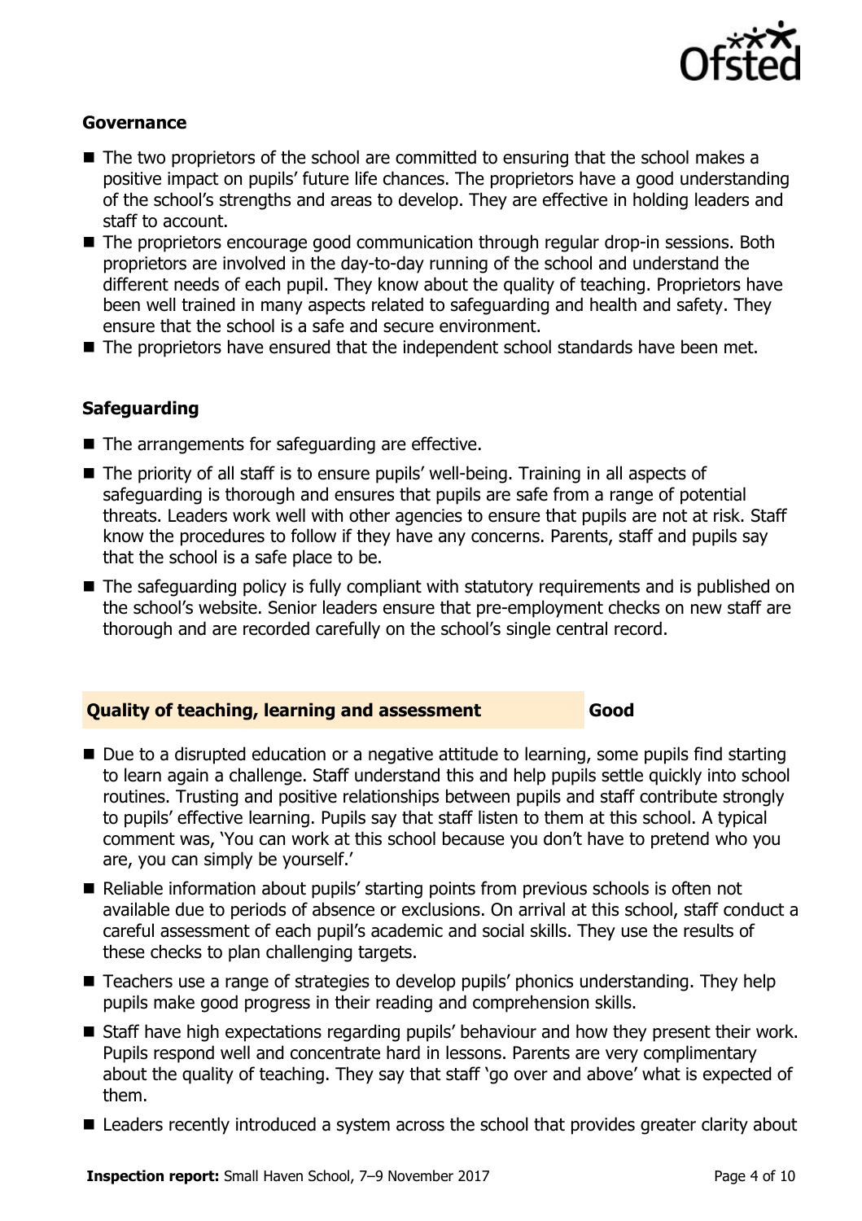### Governance

- The two proprietors of the school are committed to ensuring that the school makes a positive impact on pupils' future life chances. The proprietors have a good understanding of the school's strengths and areas to develop. They are effective in holding leaders and staff to account.
- The proprietors encourage good communication through regular drop-in sessions. Both proprietors are involved in the day-to-day running of the school and understand the different needs of each pupil. They know about the quality of teaching. Proprietors have been well trained in many aspects related to safeguarding and health and safety. They ensure that the school is a safe and secure environment.
- The proprietors have ensured that the independent school standards have been met.

### Safeguarding

- The arrangements for safeguarding are effective.
- The priority of all staff is to ensure pupils' well-being. Training in all aspects of safeguarding is thorough and ensures that pupils are safe from a range of potential threats. Leaders work well with other agencies to ensure that pupils are not at risk. Staff know the procedures to follow if they have any concerns. Parents, staff and pupils say that the school is a safe place to be.
- The safeguarding policy is fully compliant with statutory requirements and is published on the school's website. Senior leaders ensure that pre-employment checks on new staff are thorough and are recorded carefully on the school's single central record.

## Quality of teaching, learning and assessment — Good

- Due to a disrupted education or a negative attitude to learning, some pupils find starting to learn again a challenge. Staff understand this and help pupils settle quickly into school routines. Trusting and positive relationships between pupils and staff contribute strongly to pupils' effective learning. Pupils say that staff listen to them at this school. A typical comment was, 'You can work at this school because you don't have to pretend who you are, you can simply be yourself.'
- Reliable information about pupils' starting points from previous schools is often not available due to periods of absence or exclusions. On arrival at this school, staff conduct a careful assessment of each pupil's academic and social skills. They use the results of these checks to plan challenging targets.
- Teachers use a range of strategies to develop pupils' phonics understanding. They help pupils make good progress in their reading and comprehension skills.
- Staff have high expectations regarding pupils' behaviour and how they present their work. Pupils respond well and concentrate hard in lessons. Parents are very complimentary about the quality of teaching. They say that staff 'go over and above' what is expected of them.
- Leaders recently introduced a system across the school that provides greater clarity about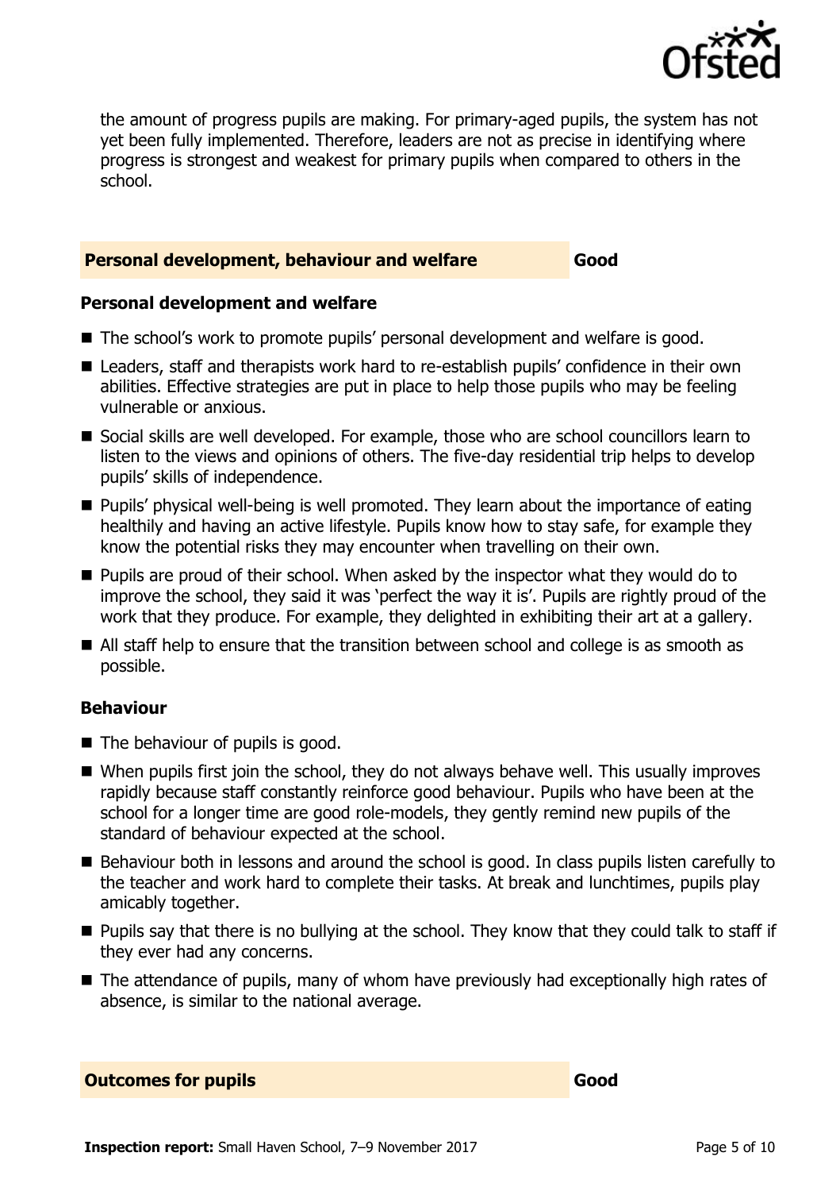the amount of progress pupils are making. For primary-aged pupils, the system has not yet been fully implemented. Therefore, leaders are not as precise in identifying where progress is strongest and weakest for primary pupils when compared to others in the school.

## Personal development, behaviour and welfare — Good

### Personal development and welfare

- The school's work to promote pupils' personal development and welfare is good.
- Leaders, staff and therapists work hard to re-establish pupils' confidence in their own abilities. Effective strategies are put in place to help those pupils who may be feeling vulnerable or anxious.
- Social skills are well developed. For example, those who are school councillors learn to listen to the views and opinions of others. The five-day residential trip helps to develop pupils' skills of independence.
- Pupils' physical well-being is well promoted. They learn about the importance of eating healthily and having an active lifestyle. Pupils know how to stay safe, for example they know the potential risks they may encounter when travelling on their own.
- Pupils are proud of their school. When asked by the inspector what they would do to improve the school, they said it was 'perfect the way it is'. Pupils are rightly proud of the work that they produce. For example, they delighted in exhibiting their art at a gallery.
- All staff help to ensure that the transition between school and college is as smooth as possible.

### Behaviour

- The behaviour of pupils is good.
- When pupils first join the school, they do not always behave well. This usually improves rapidly because staff constantly reinforce good behaviour. Pupils who have been at the school for a longer time are good role-models, they gently remind new pupils of the standard of behaviour expected at the school.
- Behaviour both in lessons and around the school is good. In class pupils listen carefully to the teacher and work hard to complete their tasks. At break and lunchtimes, pupils play amicably together.
- Pupils say that there is no bullying at the school. They know that they could talk to staff if they ever had any concerns.
- The attendance of pupils, many of whom have previously had exceptionally high rates of absence, is similar to the national average.

## Outcomes for pupils — Good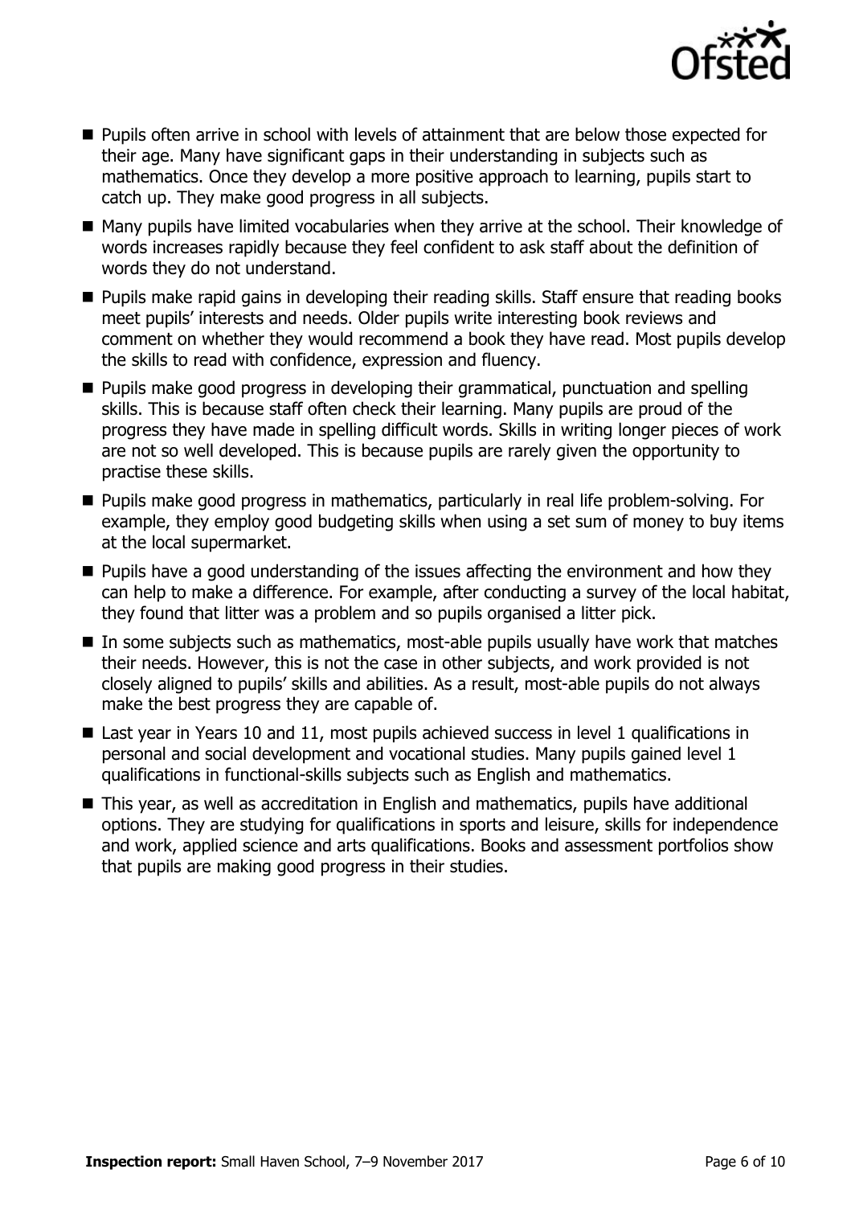- Pupils often arrive in school with levels of attainment that are below those expected for their age. Many have significant gaps in their understanding in subjects such as mathematics. Once they develop a more positive approach to learning, pupils start to catch up. They make good progress in all subjects.
- Many pupils have limited vocabularies when they arrive at the school. Their knowledge of words increases rapidly because they feel confident to ask staff about the definition of words they do not understand.
- Pupils make rapid gains in developing their reading skills. Staff ensure that reading books meet pupils' interests and needs. Older pupils write interesting book reviews and comment on whether they would recommend a book they have read. Most pupils develop the skills to read with confidence, expression and fluency.
- Pupils make good progress in developing their grammatical, punctuation and spelling skills. This is because staff often check their learning. Many pupils are proud of the progress they have made in spelling difficult words. Skills in writing longer pieces of work are not so well developed. This is because pupils are rarely given the opportunity to practise these skills.
- Pupils make good progress in mathematics, particularly in real life problem-solving. For example, they employ good budgeting skills when using a set sum of money to buy items at the local supermarket.
- Pupils have a good understanding of the issues affecting the environment and how they can help to make a difference. For example, after conducting a survey of the local habitat, they found that litter was a problem and so pupils organised a litter pick.
- In some subjects such as mathematics, most-able pupils usually have work that matches their needs. However, this is not the case in other subjects, and work provided is not closely aligned to pupils' skills and abilities. As a result, most-able pupils do not always make the best progress they are capable of.
- Last year in Years 10 and 11, most pupils achieved success in level 1 qualifications in personal and social development and vocational studies. Many pupils gained level 1 qualifications in functional-skills subjects such as English and mathematics.
- This year, as well as accreditation in English and mathematics, pupils have additional options. They are studying for qualifications in sports and leisure, skills for independence and work, applied science and arts qualifications. Books and assessment portfolios show that pupils are making good progress in their studies.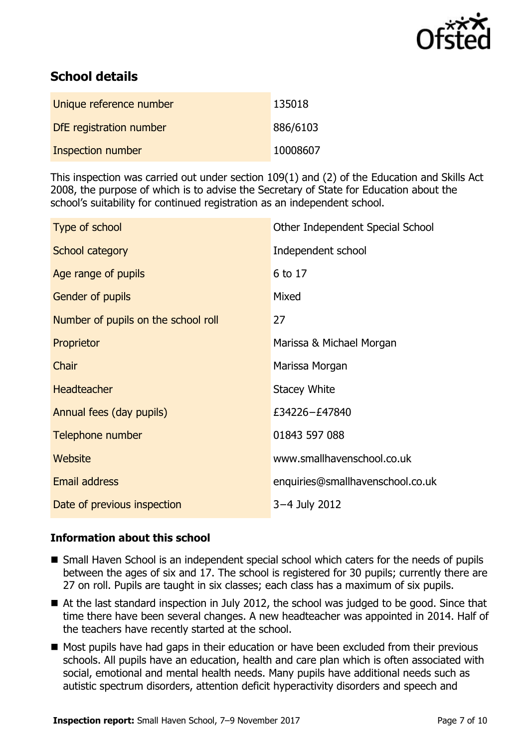## School details

| | |
|---|---|
| Unique reference number | 135018 |
| DfE registration number | 886/6103 |
| Inspection number | 10008607 |

This inspection was carried out under section 109(1) and (2) of the Education and Skills Act 2008, the purpose of which is to advise the Secretary of State for Education about the school's suitability for continued registration as an independent school.

| | |
|---|---|
| Type of school | Other Independent Special School |
| School category | Independent school |
| Age range of pupils | 6 to 17 |
| Gender of pupils | Mixed |
| Number of pupils on the school roll | 27 |
| Proprietor | Marissa & Michael Morgan |
| Chair | Marissa Morgan |
| Headteacher | Stacey White |
| Annual fees (day pupils) | £34226–£47840 |
| Telephone number | 01843 597 088 |
| Website | www.smallhavenschool.co.uk |
| Email address | enquiries@smallhavenschool.co.uk |
| Date of previous inspection | 3–4 July 2012 |

### Information about this school

- Small Haven School is an independent special school which caters for the needs of pupils between the ages of six and 17. The school is registered for 30 pupils; currently there are 27 on roll. Pupils are taught in six classes; each class has a maximum of six pupils.
- At the last standard inspection in July 2012, the school was judged to be good. Since that time there have been several changes. A new headteacher was appointed in 2014. Half of the teachers have recently started at the school.
- Most pupils have had gaps in their education or have been excluded from their previous schools. All pupils have an education, health and care plan which is often associated with social, emotional and mental health needs. Many pupils have additional needs such as autistic spectrum disorders, attention deficit hyperactivity disorders and speech and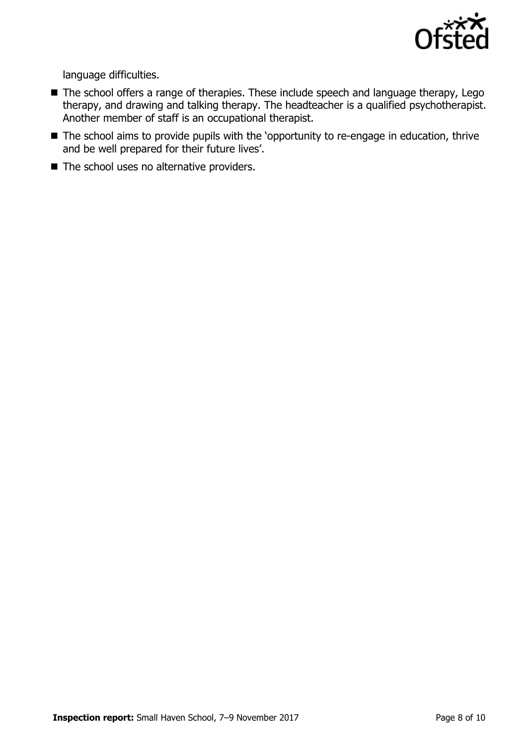language difficulties.

- The school offers a range of therapies. These include speech and language therapy, Lego therapy, and drawing and talking therapy. The headteacher is a qualified psychotherapist. Another member of staff is an occupational therapist.
- The school aims to provide pupils with the 'opportunity to re-engage in education, thrive and be well prepared for their future lives'.
- The school uses no alternative providers.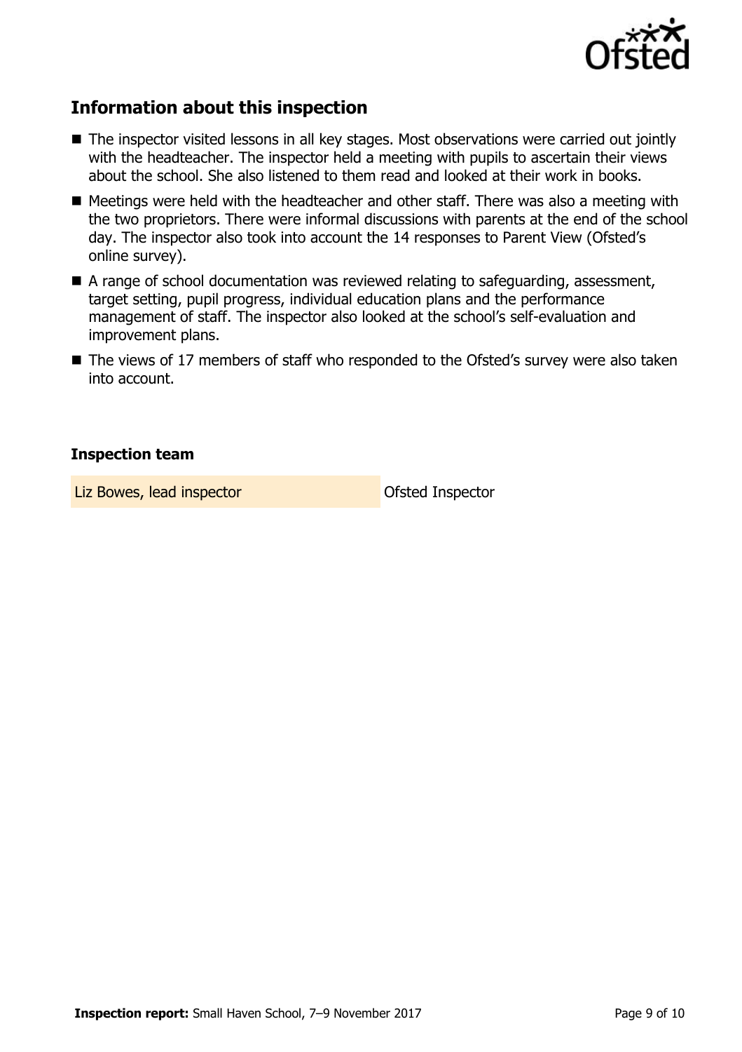## Information about this inspection

- The inspector visited lessons in all key stages. Most observations were carried out jointly with the headteacher. The inspector held a meeting with pupils to ascertain their views about the school. She also listened to them read and looked at their work in books.
- Meetings were held with the headteacher and other staff. There was also a meeting with the two proprietors. There were informal discussions with parents at the end of the school day. The inspector also took into account the 14 responses to Parent View (Ofsted's online survey).
- A range of school documentation was reviewed relating to safeguarding, assessment, target setting, pupil progress, individual education plans and the performance management of staff. The inspector also looked at the school's self-evaluation and improvement plans.
- The views of 17 members of staff who responded to the Ofsted's survey were also taken into account.

### Inspection team

| | |
|---|---|
| Liz Bowes, lead inspector | Ofsted Inspector |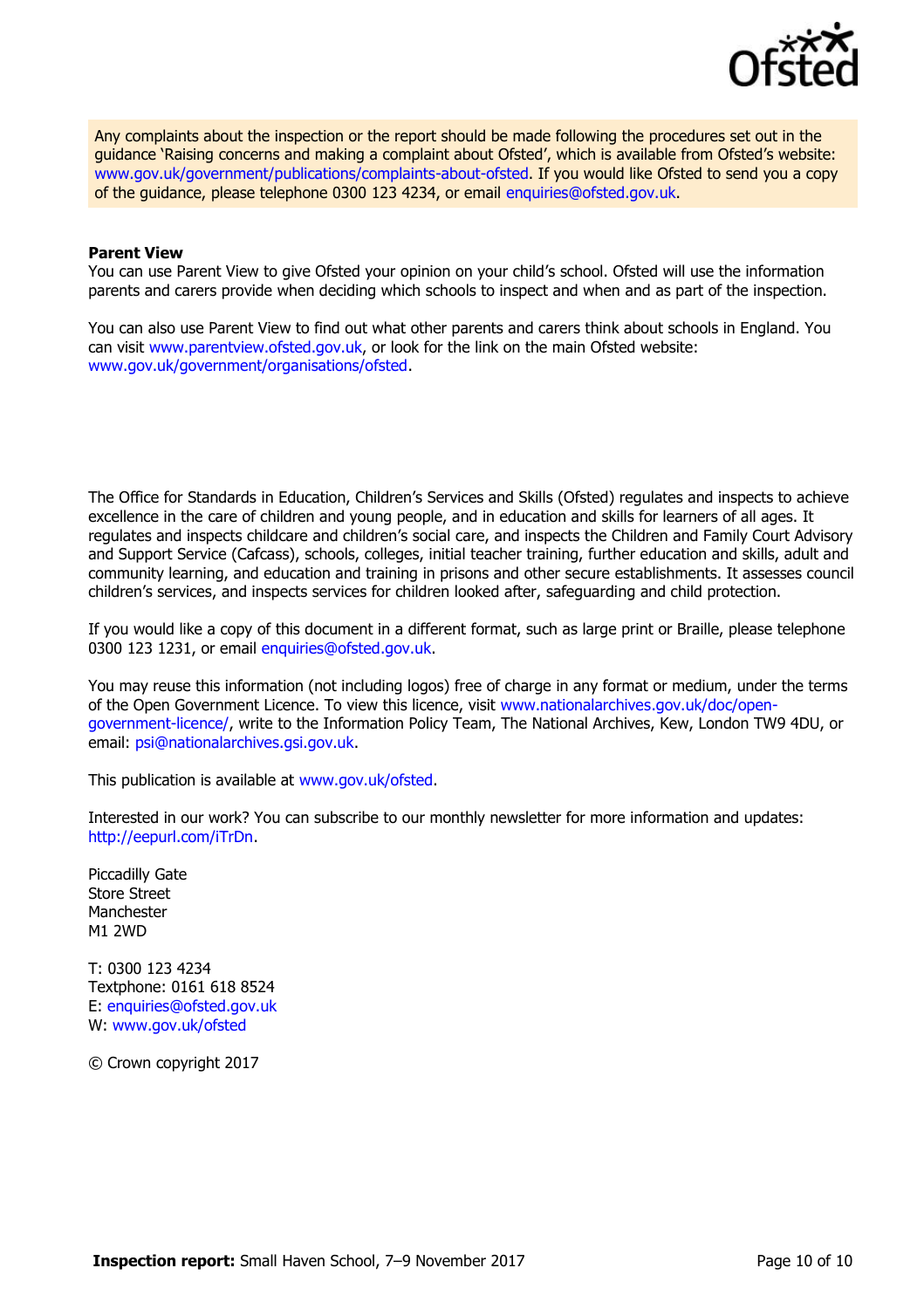Any complaints about the inspection or the report should be made following the procedures set out in the guidance 'Raising concerns and making a complaint about Ofsted', which is available from Ofsted's website: www.gov.uk/government/publications/complaints-about-ofsted. If you would like Ofsted to send you a copy of the guidance, please telephone 0300 123 4234, or email enquiries@ofsted.gov.uk.

**Parent View**

You can use Parent View to give Ofsted your opinion on your child's school. Ofsted will use the information parents and carers provide when deciding which schools to inspect and when and as part of the inspection.

You can also use Parent View to find out what other parents and carers think about schools in England. You can visit www.parentview.ofsted.gov.uk, or look for the link on the main Ofsted website: www.gov.uk/government/organisations/ofsted.

The Office for Standards in Education, Children's Services and Skills (Ofsted) regulates and inspects to achieve excellence in the care of children and young people, and in education and skills for learners of all ages. It regulates and inspects childcare and children's social care, and inspects the Children and Family Court Advisory and Support Service (Cafcass), schools, colleges, initial teacher training, further education and skills, adult and community learning, and education and training in prisons and other secure establishments. It assesses council children's services, and inspects services for children looked after, safeguarding and child protection.

If you would like a copy of this document in a different format, such as large print or Braille, please telephone 0300 123 1231, or email enquiries@ofsted.gov.uk.

You may reuse this information (not including logos) free of charge in any format or medium, under the terms of the Open Government Licence. To view this licence, visit www.nationalarchives.gov.uk/doc/open-government-licence/, write to the Information Policy Team, The National Archives, Kew, London TW9 4DU, or email: psi@nationalarchives.gsi.gov.uk.

This publication is available at www.gov.uk/ofsted.

Interested in our work? You can subscribe to our monthly newsletter for more information and updates: http://eepurl.com/iTrDn.

Piccadilly Gate
Store Street
Manchester
M1 2WD

T: 0300 123 4234
Textphone: 0161 618 8524
E: enquiries@ofsted.gov.uk
W: www.gov.uk/ofsted

© Crown copyright 2017